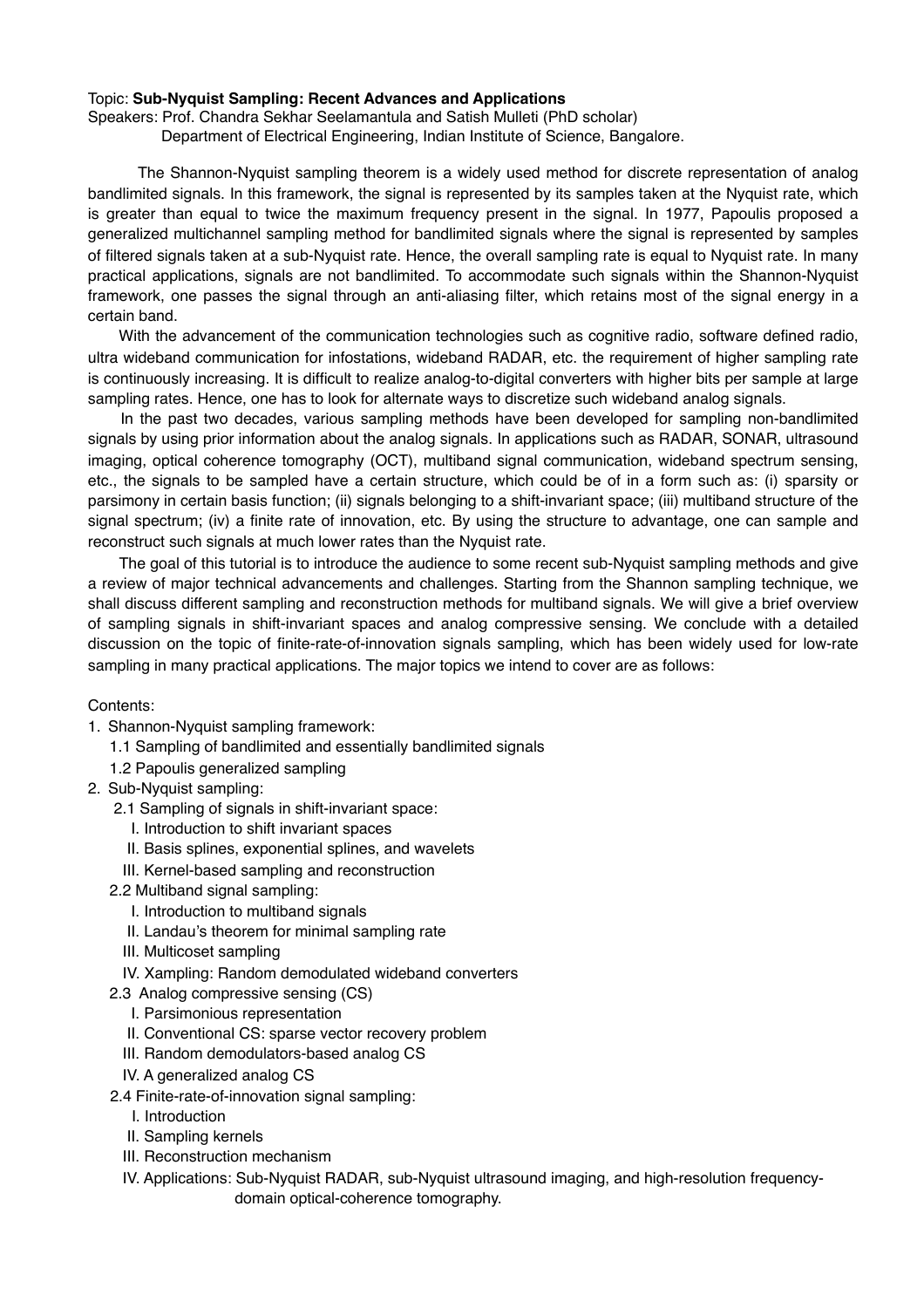Topic: **Sub-Nyquist Sampling: Recent Advances and Applications**

Speakers: Prof. Chandra Sekhar Seelamantula and Satish Mulleti (PhD scholar)
Department of Electrical Engineering, Indian Institute of Science, Bangalore.

The Shannon-Nyquist sampling theorem is a widely used method for discrete representation of analog bandlimited signals. In this framework, the signal is represented by its samples taken at the Nyquist rate, which is greater than equal to twice the maximum frequency present in the signal. In 1977, Papoulis proposed a generalized multichannel sampling method for bandlimited signals where the signal is represented by samples of filtered signals taken at a sub-Nyquist rate. Hence, the overall sampling rate is equal to Nyquist rate. In many practical applications, signals are not bandlimited. To accommodate such signals within the Shannon-Nyquist framework, one passes the signal through an anti-aliasing filter, which retains most of the signal energy in a certain band.

With the advancement of the communication technologies such as cognitive radio, software defined radio, ultra wideband communication for infostations, wideband RADAR, etc. the requirement of higher sampling rate is continuously increasing. It is difficult to realize analog-to-digital converters with higher bits per sample at large sampling rates. Hence, one has to look for alternate ways to discretize such wideband analog signals.

In the past two decades, various sampling methods have been developed for sampling non-bandlimited signals by using prior information about the analog signals. In applications such as RADAR, SONAR, ultrasound imaging, optical coherence tomography (OCT), multiband signal communication, wideband spectrum sensing, etc., the signals to be sampled have a certain structure, which could be of in a form such as: (i) sparsity or parsimony in certain basis function; (ii) signals belonging to a shift-invariant space; (iii) multiband structure of the signal spectrum; (iv) a finite rate of innovation, etc. By using the structure to advantage, one can sample and reconstruct such signals at much lower rates than the Nyquist rate.

The goal of this tutorial is to introduce the audience to some recent sub-Nyquist sampling methods and give a review of major technical advancements and challenges. Starting from the Shannon sampling technique, we shall discuss different sampling and reconstruction methods for multiband signals. We will give a brief overview of sampling signals in shift-invariant spaces and analog compressive sensing. We conclude with a detailed discussion on the topic of finite-rate-of-innovation signals sampling, which has been widely used for low-rate sampling in many practical applications. The major topics we intend to cover are as follows:

Contents:

1. Shannon-Nyquist sampling framework:
   - 1.1 Sampling of bandlimited and essentially bandlimited signals
   - 1.2 Papoulis generalized sampling
2. Sub-Nyquist sampling:
   - 2.1 Sampling of signals in shift-invariant space:
     - I. Introduction to shift invariant spaces
     - II. Basis splines, exponential splines, and wavelets
     - III. Kernel-based sampling and reconstruction
   - 2.2 Multiband signal sampling:
     - I. Introduction to multiband signals
     - II. Landau's theorem for minimal sampling rate
     - III. Multicoset sampling
     - IV. Xampling: Random demodulated wideband converters
   - 2.3 Analog compressive sensing (CS)
     - I. Parsimonious representation
     - II. Conventional CS: sparse vector recovery problem
     - III. Random demodulators-based analog CS
     - IV. A generalized analog CS
   - 2.4 Finite-rate-of-innovation signal sampling:
     - I. Introduction
     - II. Sampling kernels
     - III. Reconstruction mechanism
     - IV. Applications: Sub-Nyquist RADAR, sub-Nyquist ultrasound imaging, and high-resolution frequency-domain optical-coherence tomography.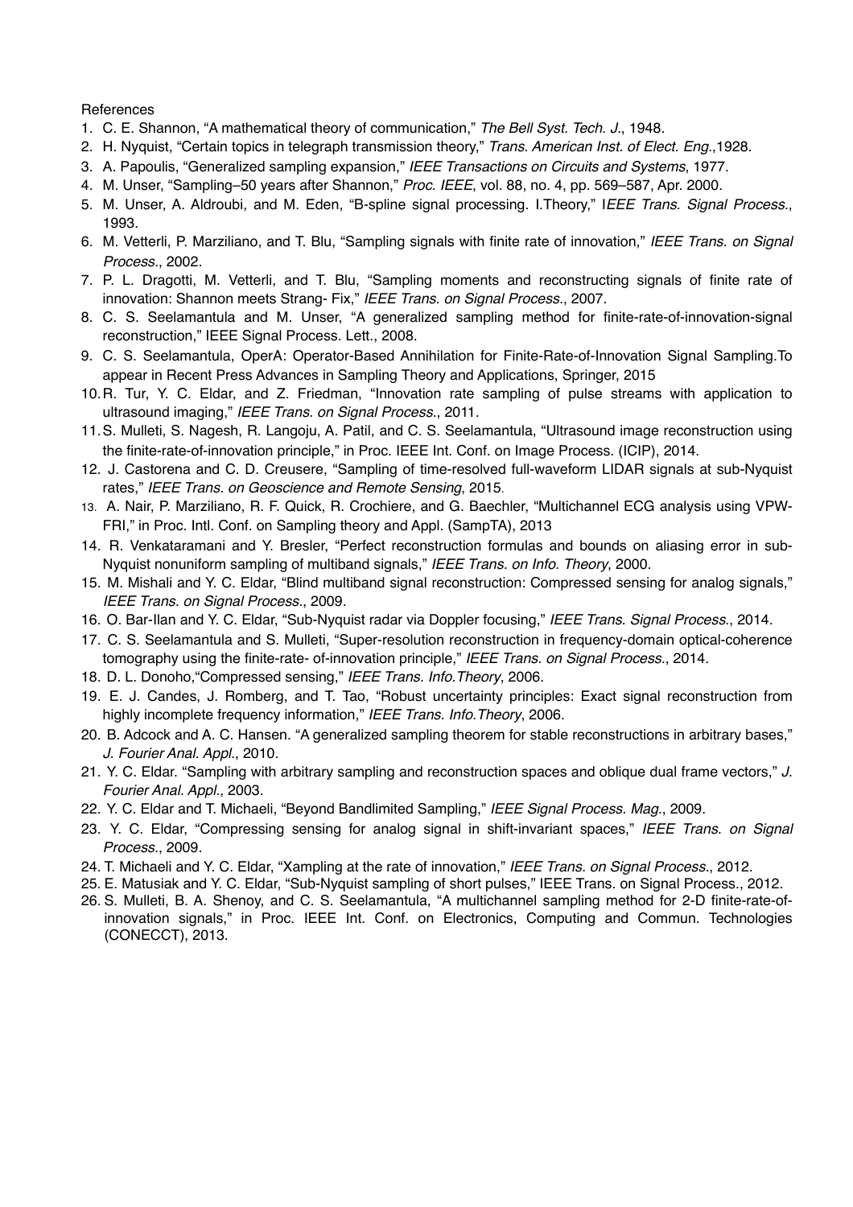References

1. C. E. Shannon, “A mathematical theory of communication,” *The Bell Syst. Tech. J.*, 1948.
2. H. Nyquist, “Certain topics in telegraph transmission theory,” *Trans. American Inst. of Elect. Eng.*,1928.
3. A. Papoulis, “Generalized sampling expansion,” *IEEE Transactions on Circuits and Systems*, 1977.
4. M. Unser, “Sampling–50 years after Shannon,” *Proc. IEEE*, vol. 88, no. 4, pp. 569–587, Apr. 2000.
5. M. Unser, A. Aldroubi, and M. Eden, “B-spline signal processing. I.Theory,” I*EEE Trans. Signal Process.*, 1993.
6. M. Vetterli, P. Marziliano, and T. Blu, “Sampling signals with finite rate of innovation,” *IEEE Trans. on Signal Process.*, 2002.
7. P. L. Dragotti, M. Vetterli, and T. Blu, “Sampling moments and reconstructing signals of finite rate of innovation: Shannon meets Strang- Fix,” *IEEE Trans. on Signal Process.*, 2007.
8. C. S. Seelamantula and M. Unser, “A generalized sampling method for finite-rate-of-innovation-signal reconstruction,” IEEE Signal Process. Lett., 2008.
9. C. S. Seelamantula, OperA: Operator-Based Annihilation for Finite-Rate-of-Innovation Signal Sampling.To appear in Recent Press Advances in Sampling Theory and Applications, Springer, 2015
10. R. Tur, Y. C. Eldar, and Z. Friedman, “Innovation rate sampling of pulse streams with application to ultrasound imaging,” *IEEE Trans. on Signal Process.*, 2011.
11. S. Mulleti, S. Nagesh, R. Langoju, A. Patil, and C. S. Seelamantula, “Ultrasound image reconstruction using the finite-rate-of-innovation principle,” in Proc. IEEE Int. Conf. on Image Process. (ICIP), 2014.
12. J. Castorena and C. D. Creusere, “Sampling of time-resolved full-waveform LIDAR signals at sub-Nyquist rates,” *IEEE Trans. on Geoscience and Remote Sensing*, 2015.
13. A. Nair, P. Marziliano, R. F. Quick, R. Crochiere, and G. Baechler, “Multichannel ECG analysis using VPW-FRI,” in Proc. Intl. Conf. on Sampling theory and Appl. (SampTA), 2013
14. R. Venkataramani and Y. Bresler, “Perfect reconstruction formulas and bounds on aliasing error in sub-Nyquist nonuniform sampling of multiband signals,” *IEEE Trans. on Info. Theory*, 2000.
15. M. Mishali and Y. C. Eldar, “Blind multiband signal reconstruction: Compressed sensing for analog signals,” *IEEE Trans. on Signal Process.*, 2009.
16. O. Bar-Ilan and Y. C. Eldar, “Sub-Nyquist radar via Doppler focusing,” *IEEE Trans. Signal Process.*, 2014.
17. C. S. Seelamantula and S. Mulleti, “Super-resolution reconstruction in frequency-domain optical-coherence tomography using the finite-rate- of-innovation principle,” *IEEE Trans. on Signal Process.*, 2014.
18. D. L. Donoho,“Compressed sensing,” *IEEE Trans. Info.Theory*, 2006.
19. E. J. Candes, J. Romberg, and T. Tao, “Robust uncertainty principles: Exact signal reconstruction from highly incomplete frequency information,” *IEEE Trans. Info.Theory*, 2006.
20. B. Adcock and A. C. Hansen. “A generalized sampling theorem for stable reconstructions in arbitrary bases,” *J. Fourier Anal. Appl.*, 2010.
21. Y. C. Eldar. “Sampling with arbitrary sampling and reconstruction spaces and oblique dual frame vectors,” *J. Fourier Anal. Appl.*, 2003.
22. Y. C. Eldar and T. Michaeli, “Beyond Bandlimited Sampling,” *IEEE Signal Process. Mag.*, 2009.
23. Y. C. Eldar, “Compressing sensing for analog signal in shift-invariant spaces,” *IEEE Trans. on Signal Process.*, 2009.
24. T. Michaeli and Y. C. Eldar, “Xampling at the rate of innovation,” *IEEE Trans. on Signal Process.*, 2012.
25. E. Matusiak and Y. C. Eldar, “Sub-Nyquist sampling of short pulses,” IEEE Trans. on Signal Process., 2012.
26. S. Mulleti, B. A. Shenoy, and C. S. Seelamantula, “A multichannel sampling method for 2-D finite-rate-of-innovation signals,” in Proc. IEEE Int. Conf. on Electronics, Computing and Commun. Technologies (CONECCT), 2013.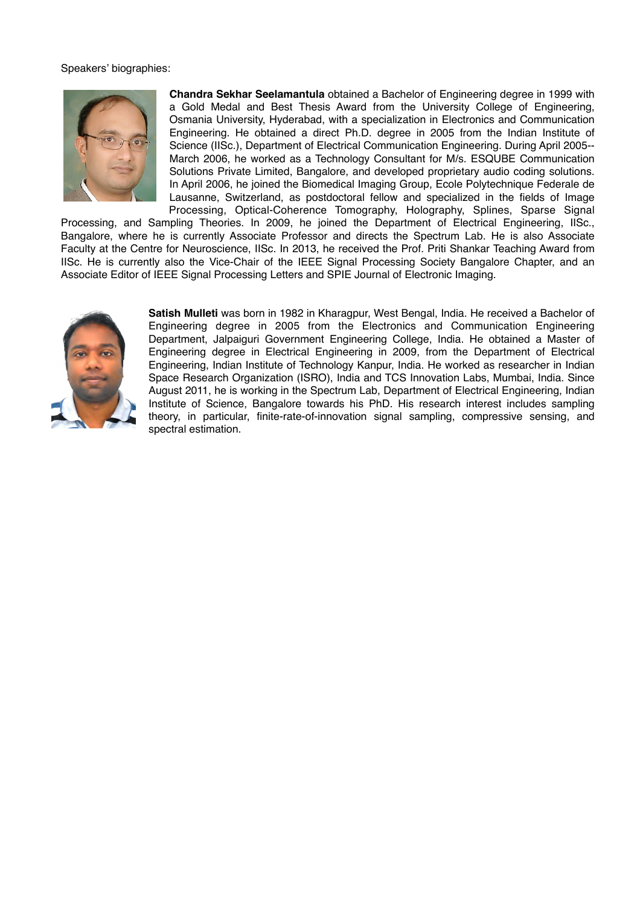Speakers' biographies:

**Chandra Sekhar Seelamantula** obtained a Bachelor of Engineering degree in 1999 with a Gold Medal and Best Thesis Award from the University College of Engineering, Osmania University, Hyderabad, with a specialization in Electronics and Communication Engineering. He obtained a direct Ph.D. degree in 2005 from the Indian Institute of Science (IISc.), Department of Electrical Communication Engineering. During April 2005--March 2006, he worked as a Technology Consultant for M/s. ESQUBE Communication Solutions Private Limited, Bangalore, and developed proprietary audio coding solutions. In April 2006, he joined the Biomedical Imaging Group, Ecole Polytechnique Federale de Lausanne, Switzerland, as postdoctoral fellow and specialized in the fields of Image Processing, Optical-Coherence Tomography, Holography, Splines, Sparse Signal Processing, and Sampling Theories. In 2009, he joined the Department of Electrical Engineering, IISc., Bangalore, where he is currently Associate Professor and directs the Spectrum Lab. He is also Associate Faculty at the Centre for Neuroscience, IISc. In 2013, he received the Prof. Priti Shankar Teaching Award from IISc. He is currently also the Vice-Chair of the IEEE Signal Processing Society Bangalore Chapter, and an Associate Editor of IEEE Signal Processing Letters and SPIE Journal of Electronic Imaging.

**Satish Mulleti** was born in 1982 in Kharagpur, West Bengal, India. He received a Bachelor of Engineering degree in 2005 from the Electronics and Communication Engineering Department, Jalpaiguri Government Engineering College, India. He obtained a Master of Engineering degree in Electrical Engineering in 2009, from the Department of Electrical Engineering, Indian Institute of Technology Kanpur, India. He worked as researcher in Indian Space Research Organization (ISRO), India and TCS Innovation Labs, Mumbai, India. Since August 2011, he is working in the Spectrum Lab, Department of Electrical Engineering, Indian Institute of Science, Bangalore towards his PhD. His research interest includes sampling theory, in particular, finite-rate-of-innovation signal sampling, compressive sensing, and spectral estimation.